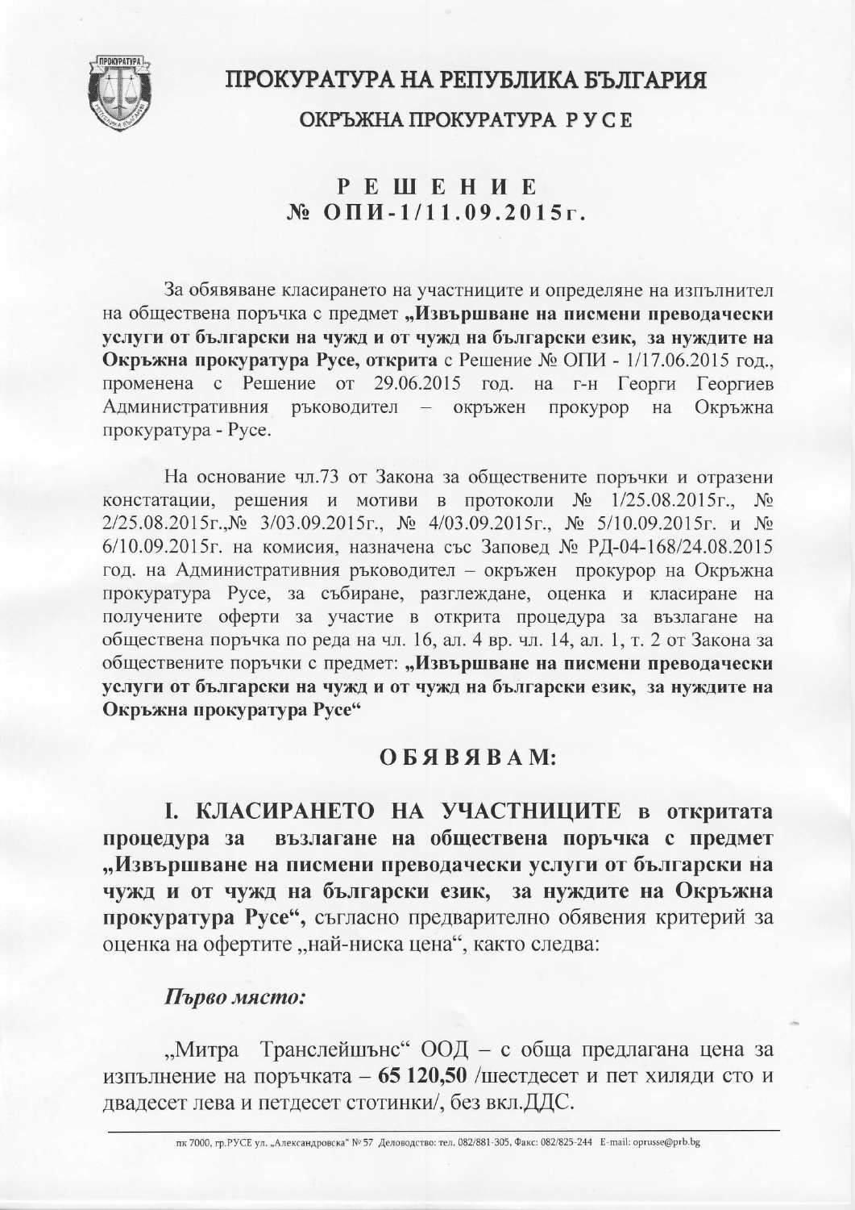# ПРОКУРАТУРА НА РЕПУБЛИКА БЪЛГАРИЯ

## ОКРЪЖНА ПРОКУРАТУРА РУСЕ

## РЕШЕНИЕ
## № ОПИ-1/11.09.2015г.

За обявяване класирането на участниците и определяне на изпълнител на обществена поръчка с предмет **„Извършване на писмени преводачески услуги от български на чужд и от чужд на български език, за нуждите на Окръжна прокуратура Русе, открита** с Решение № ОПИ - 1/17.06.2015 год., променена с Решение от 29.06.2015 год. на г-н Георги Георгиев Административния ръководител – окръжен прокурор на Окръжна прокуратура - Русе.

На основание чл.73 от Закона за обществените поръчки и отразени констатации, решения и мотиви в протоколи № 1/25.08.2015г., № 2/25.08.2015г.,№ 3/03.09.2015г., № 4/03.09.2015г., № 5/10.09.2015г. и № 6/10.09.2015г. на комисия, назначена със Заповед № РД-04-168/24.08.2015 год. на Административния ръководител – окръжен прокурор на Окръжна прокуратура Русе, за събиране, разглеждане, оценка и класиране на получените оферти за участие в открита процедура за възлагане на обществена поръчка по реда на чл. 16, ал. 4 вр. чл. 14, ал. 1, т. 2 от Закона за обществените поръчки с предмет: **„Извършване на писмени преводачески услуги от български на чужд и от чужд на български език, за нуждите на Окръжна прокуратура Русе“**

## ОБЯВЯВАМ:

**I. КЛАСИРАНЕТО НА УЧАСТНИЦИТЕ в откритата процедура за възлагане на обществена поръчка с предмет „Извършване на писмени преводачески услуги от български на чужд и от чужд на български език, за нуждите на Окръжна прокуратура Русе“**, съгласно предварително обявения критерий за оценка на офертите „най-ниска цена“, както следва:

***Първо място:***

„Митра Транслейшънс“ ООД – с обща предлагана цена за изпълнение на поръчката – **65 120,50** /шестдесет и пет хиляди сто и двадесет лева и петдесет стотинки/, без вкл.ДДС.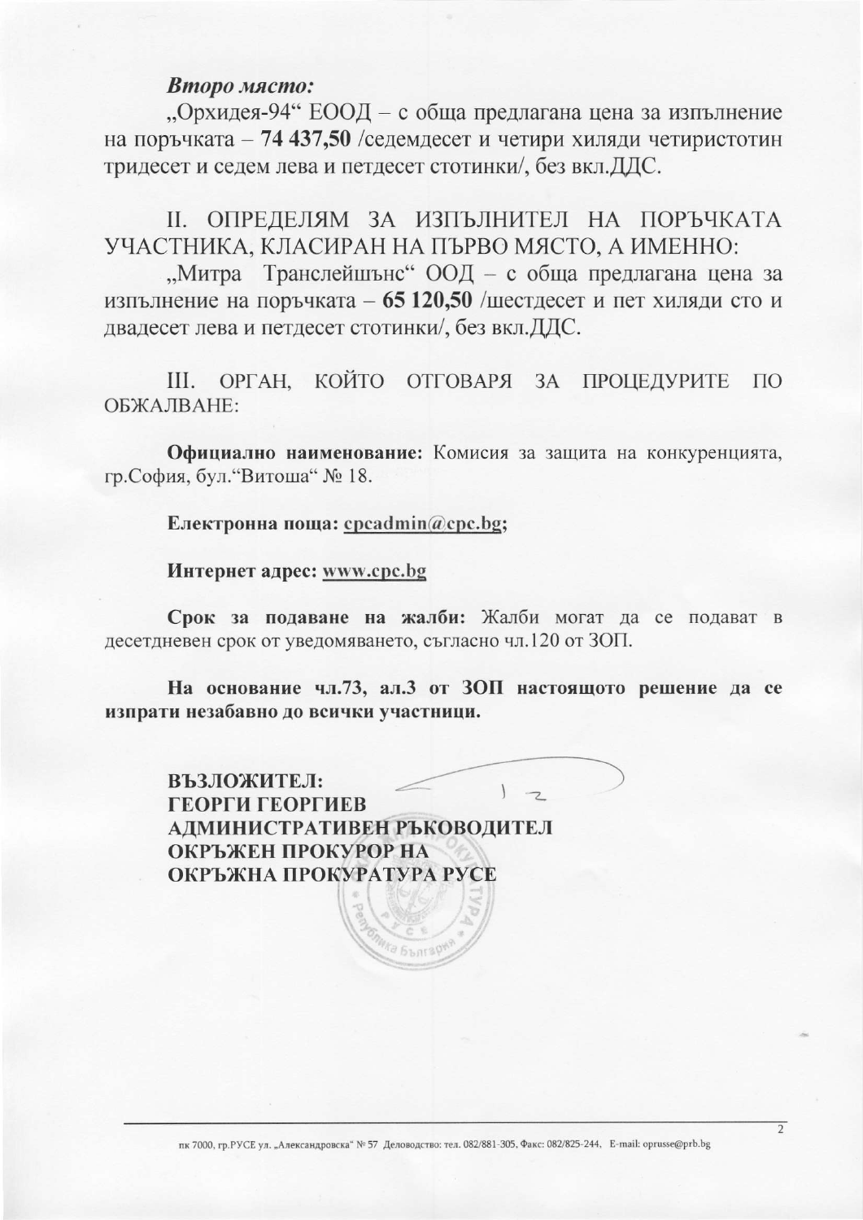***Второ място:***

„Орхидея-94“ ЕООД – с обща предлагана цена за изпълнение на поръчката – **74 437,50** /седемдесет и четири хиляди четиристотин тридесет и седем лева и петдесет стотинки/, без вкл.ДДС.

II. ОПРЕДЕЛЯМ ЗА ИЗПЪЛНИТЕЛ НА ПОРЪЧКАТА УЧАСТНИКА, КЛАСИРАН НА ПЪРВО МЯСТО, А ИМЕННО:

„Митра Транслейшънс“ ООД – с обща предлагана цена за изпълнение на поръчката – **65 120,50** /шестдесет и пет хиляди сто и двадесет лева и петдесет стотинки/, без вкл.ДДС.

III. ОРГАН, КОЙТО ОТГОВАРЯ ЗА ПРОЦЕДУРИТЕ ПО ОБЖАЛВАНЕ:

**Официално наименование:** Комисия за защита на конкуренцията, гр.София, бул.“Витоша“ № 18.

**Електронна поща:** cpcadmin@cpc.bg;

**Интернет адрес:** www.cpc.bg

**Срок за подаване на жалби:** Жалби могат да се подават в десетдневен срок от уведомяването, съгласно чл.120 от ЗОП.

**На основание чл.73, ал.3 от ЗОП настоящото решение да се изпрати незабавно до всички участници.**

**ВЪЗЛОЖИТЕЛ:**
**ГЕОРГИ ГЕОРГИЕВ**
**АДМИНИСТРАТИВЕН РЪКОВОДИТЕЛ**
**ОКРЪЖЕН ПРОКУРОР НА**
**ОКРЪЖНА ПРОКУРАТУРА РУСЕ**

пк 7000, гр.РУСЕ ул. „Александровска“ № 57 Деловодство: тел. 082/881-305, Факс: 082/825-244, E-mail: oprusse@prb.bg